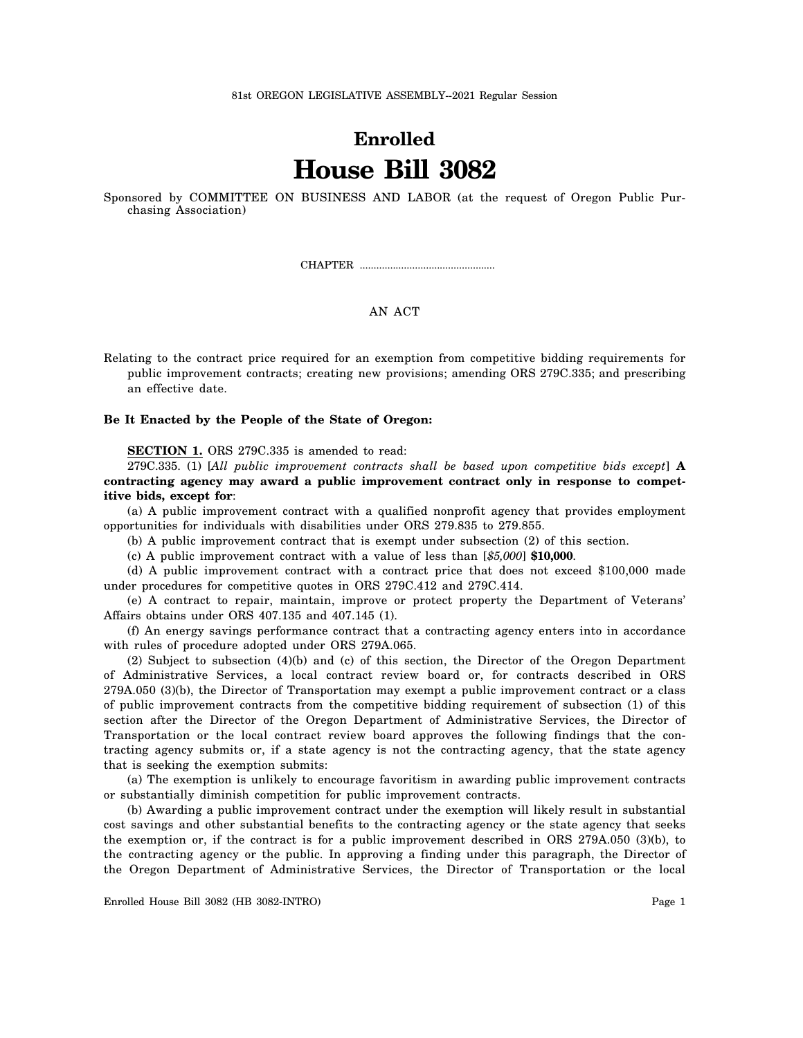81st OREGON LEGISLATIVE ASSEMBLY--2021 Regular Session

# Enrolled

# House Bill 3082

Sponsored by COMMITTEE ON BUSINESS AND LABOR (at the request of Oregon Public Purchasing Association)

CHAPTER .................................................

AN ACT

Relating to the contract price required for an exemption from competitive bidding requirements for public improvement contracts; creating new provisions; amending ORS 279C.335; and prescribing an effective date.

**Be It Enacted by the People of the State of Oregon:**

**SECTION 1.** ORS 279C.335 is amended to read:

279C.335. (1) [*All public improvement contracts shall be based upon competitive bids except*] **A contracting agency may award a public improvement contract only in response to competitive bids, except for**:

(a) A public improvement contract with a qualified nonprofit agency that provides employment opportunities for individuals with disabilities under ORS 279.835 to 279.855.

(b) A public improvement contract that is exempt under subsection (2) of this section.

(c) A public improvement contract with a value of less than [*$5,000*] **$10,000**.

(d) A public improvement contract with a contract price that does not exceed $100,000 made under procedures for competitive quotes in ORS 279C.412 and 279C.414.

(e) A contract to repair, maintain, improve or protect property the Department of Veterans' Affairs obtains under ORS 407.135 and 407.145 (1).

(f) An energy savings performance contract that a contracting agency enters into in accordance with rules of procedure adopted under ORS 279A.065.

(2) Subject to subsection (4)(b) and (c) of this section, the Director of the Oregon Department of Administrative Services, a local contract review board or, for contracts described in ORS 279A.050 (3)(b), the Director of Transportation may exempt a public improvement contract or a class of public improvement contracts from the competitive bidding requirement of subsection (1) of this section after the Director of the Oregon Department of Administrative Services, the Director of Transportation or the local contract review board approves the following findings that the contracting agency submits or, if a state agency is not the contracting agency, that the state agency that is seeking the exemption submits:

(a) The exemption is unlikely to encourage favoritism in awarding public improvement contracts or substantially diminish competition for public improvement contracts.

(b) Awarding a public improvement contract under the exemption will likely result in substantial cost savings and other substantial benefits to the contracting agency or the state agency that seeks the exemption or, if the contract is for a public improvement described in ORS 279A.050 (3)(b), to the contracting agency or the public. In approving a finding under this paragraph, the Director of the Oregon Department of Administrative Services, the Director of Transportation or the local

Enrolled House Bill 3082 (HB 3082-INTRO)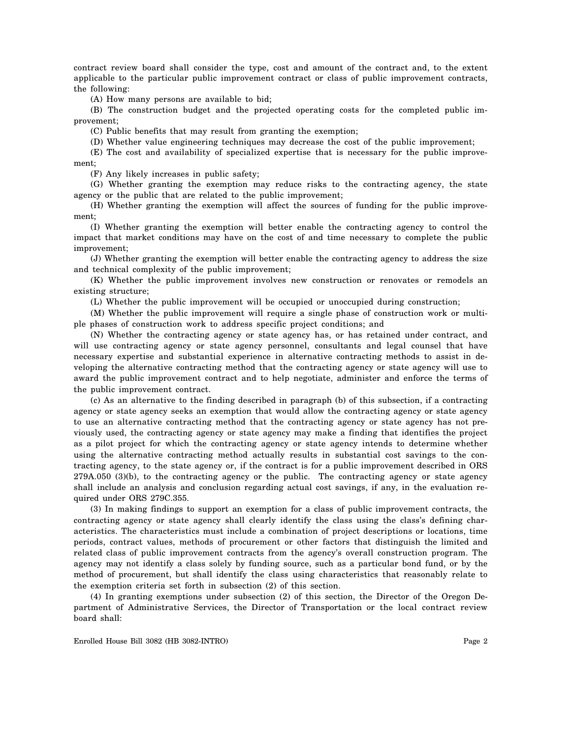contract review board shall consider the type, cost and amount of the contract and, to the extent applicable to the particular public improvement contract or class of public improvement contracts, the following:

(A) How many persons are available to bid;

(B) The construction budget and the projected operating costs for the completed public improvement;

(C) Public benefits that may result from granting the exemption;

(D) Whether value engineering techniques may decrease the cost of the public improvement;

(E) The cost and availability of specialized expertise that is necessary for the public improvement;

(F) Any likely increases in public safety;

(G) Whether granting the exemption may reduce risks to the contracting agency, the state agency or the public that are related to the public improvement;

(H) Whether granting the exemption will affect the sources of funding for the public improvement;

(I) Whether granting the exemption will better enable the contracting agency to control the impact that market conditions may have on the cost of and time necessary to complete the public improvement;

(J) Whether granting the exemption will better enable the contracting agency to address the size and technical complexity of the public improvement;

(K) Whether the public improvement involves new construction or renovates or remodels an existing structure;

(L) Whether the public improvement will be occupied or unoccupied during construction;

(M) Whether the public improvement will require a single phase of construction work or multiple phases of construction work to address specific project conditions; and

(N) Whether the contracting agency or state agency has, or has retained under contract, and will use contracting agency or state agency personnel, consultants and legal counsel that have necessary expertise and substantial experience in alternative contracting methods to assist in developing the alternative contracting method that the contracting agency or state agency will use to award the public improvement contract and to help negotiate, administer and enforce the terms of the public improvement contract.

(c) As an alternative to the finding described in paragraph (b) of this subsection, if a contracting agency or state agency seeks an exemption that would allow the contracting agency or state agency to use an alternative contracting method that the contracting agency or state agency has not previously used, the contracting agency or state agency may make a finding that identifies the project as a pilot project for which the contracting agency or state agency intends to determine whether using the alternative contracting method actually results in substantial cost savings to the contracting agency, to the state agency or, if the contract is for a public improvement described in ORS 279A.050 (3)(b), to the contracting agency or the public. The contracting agency or state agency shall include an analysis and conclusion regarding actual cost savings, if any, in the evaluation required under ORS 279C.355.

(3) In making findings to support an exemption for a class of public improvement contracts, the contracting agency or state agency shall clearly identify the class using the class's defining characteristics. The characteristics must include a combination of project descriptions or locations, time periods, contract values, methods of procurement or other factors that distinguish the limited and related class of public improvement contracts from the agency's overall construction program. The agency may not identify a class solely by funding source, such as a particular bond fund, or by the method of procurement, but shall identify the class using characteristics that reasonably relate to the exemption criteria set forth in subsection (2) of this section.

(4) In granting exemptions under subsection (2) of this section, the Director of the Oregon Department of Administrative Services, the Director of Transportation or the local contract review board shall: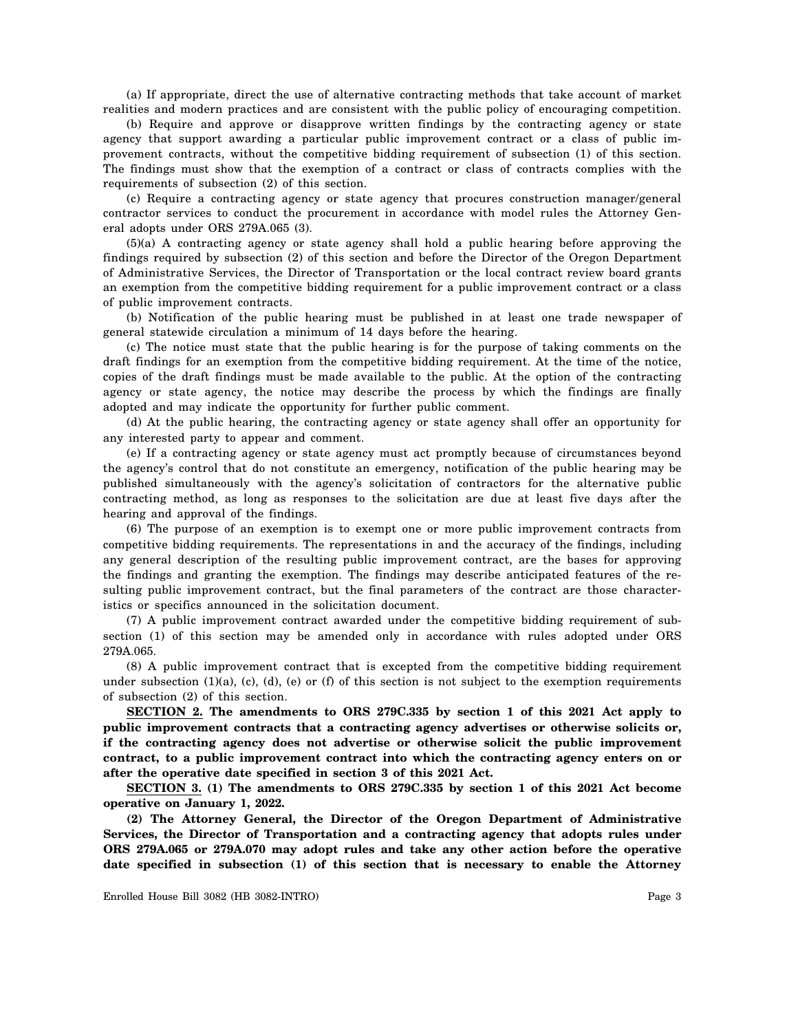(a) If appropriate, direct the use of alternative contracting methods that take account of market realities and modern practices and are consistent with the public policy of encouraging competition.

(b) Require and approve or disapprove written findings by the contracting agency or state agency that support awarding a particular public improvement contract or a class of public improvement contracts, without the competitive bidding requirement of subsection (1) of this section. The findings must show that the exemption of a contract or class of contracts complies with the requirements of subsection (2) of this section.

(c) Require a contracting agency or state agency that procures construction manager/general contractor services to conduct the procurement in accordance with model rules the Attorney General adopts under ORS 279A.065 (3).

(5)(a) A contracting agency or state agency shall hold a public hearing before approving the findings required by subsection (2) of this section and before the Director of the Oregon Department of Administrative Services, the Director of Transportation or the local contract review board grants an exemption from the competitive bidding requirement for a public improvement contract or a class of public improvement contracts.

(b) Notification of the public hearing must be published in at least one trade newspaper of general statewide circulation a minimum of 14 days before the hearing.

(c) The notice must state that the public hearing is for the purpose of taking comments on the draft findings for an exemption from the competitive bidding requirement. At the time of the notice, copies of the draft findings must be made available to the public. At the option of the contracting agency or state agency, the notice may describe the process by which the findings are finally adopted and may indicate the opportunity for further public comment.

(d) At the public hearing, the contracting agency or state agency shall offer an opportunity for any interested party to appear and comment.

(e) If a contracting agency or state agency must act promptly because of circumstances beyond the agency's control that do not constitute an emergency, notification of the public hearing may be published simultaneously with the agency's solicitation of contractors for the alternative public contracting method, as long as responses to the solicitation are due at least five days after the hearing and approval of the findings.

(6) The purpose of an exemption is to exempt one or more public improvement contracts from competitive bidding requirements. The representations in and the accuracy of the findings, including any general description of the resulting public improvement contract, are the bases for approving the findings and granting the exemption. The findings may describe anticipated features of the resulting public improvement contract, but the final parameters of the contract are those characteristics or specifics announced in the solicitation document.

(7) A public improvement contract awarded under the competitive bidding requirement of subsection (1) of this section may be amended only in accordance with rules adopted under ORS 279A.065.

(8) A public improvement contract that is excepted from the competitive bidding requirement under subsection (1)(a), (c), (d), (e) or (f) of this section is not subject to the exemption requirements of subsection (2) of this section.

**SECTION 2. The amendments to ORS 279C.335 by section 1 of this 2021 Act apply to public improvement contracts that a contracting agency advertises or otherwise solicits or, if the contracting agency does not advertise or otherwise solicit the public improvement contract, to a public improvement contract into which the contracting agency enters on or after the operative date specified in section 3 of this 2021 Act.**

**SECTION 3. (1) The amendments to ORS 279C.335 by section 1 of this 2021 Act become operative on January 1, 2022.**

**(2) The Attorney General, the Director of the Oregon Department of Administrative Services, the Director of Transportation and a contracting agency that adopts rules under ORS 279A.065 or 279A.070 may adopt rules and take any other action before the operative date specified in subsection (1) of this section that is necessary to enable the Attorney**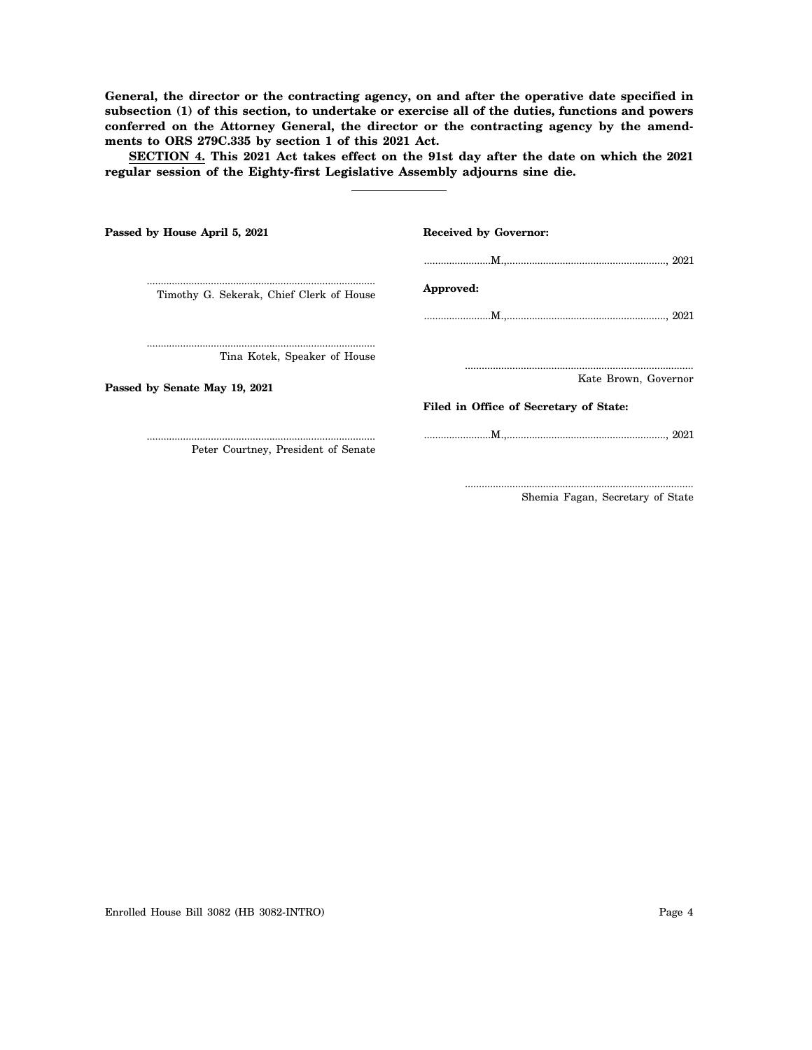**General, the director or the contracting agency, on and after the operative date specified in subsection (1) of this section, to undertake or exercise all of the duties, functions and powers conferred on the Attorney General, the director or the contracting agency by the amendments to ORS 279C.335 by section 1 of this 2021 Act.**

**SECTION 4. This 2021 Act takes effect on the 91st day after the date on which the 2021 regular session of the Eighty-first Legislative Assembly adjourns sine die.**

---

**Passed by House April 5, 2021**

..................................................................................
Timothy G. Sekerak, Chief Clerk of House

..................................................................................
Tina Kotek, Speaker of House

**Passed by Senate May 19, 2021**

..................................................................................
Peter Courtney, President of Senate

**Received by Governor:**

........................M.,.........................................................., 2021

**Approved:**

........................M.,.........................................................., 2021

..................................................................................
Kate Brown, Governor

**Filed in Office of Secretary of State:**

........................M.,.........................................................., 2021

..................................................................................
Shemia Fagan, Secretary of State

Enrolled House Bill 3082 (HB 3082-INTRO)